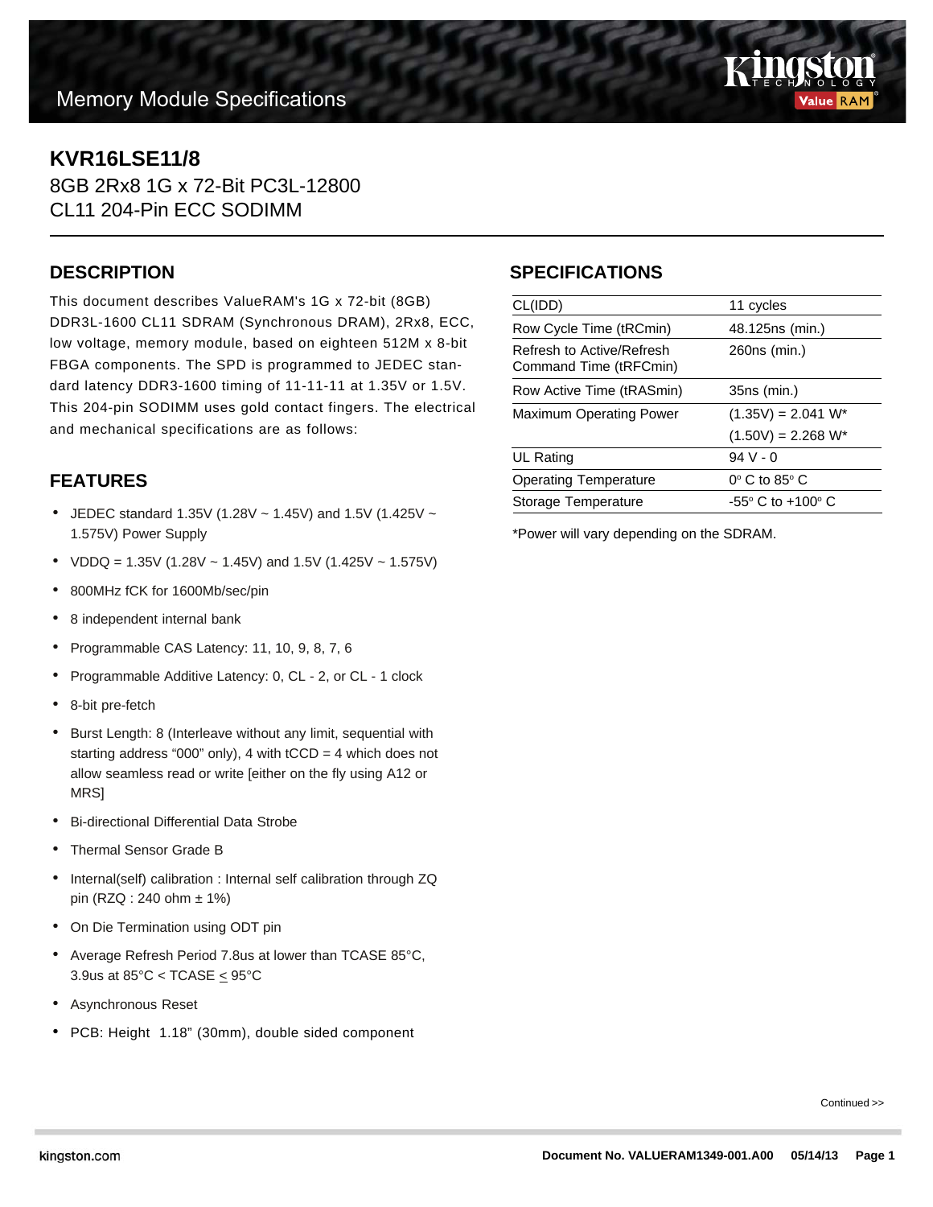Memory Module Specifications

# KVR16LSE11/8

8GB 2Rx8 1G x 72-Bit PC3L-12800
CL11 204-Pin ECC SODIMM

## DESCRIPTION

This document describes ValueRAM's 1G x 72-bit (8GB) DDR3L-1600 CL11 SDRAM (Synchronous DRAM), 2Rx8, ECC, low voltage, memory module, based on eighteen 512M x 8-bit FBGA components. The SPD is programmed to JEDEC standard latency DDR3-1600 timing of 11-11-11 at 1.35V or 1.5V. This 204-pin SODIMM uses gold contact fingers. The electrical and mechanical specifications are as follows:

## FEATURES

- JEDEC standard 1.35V (1.28V ~ 1.45V) and 1.5V (1.425V ~ 1.575V) Power Supply
- VDDQ = 1.35V (1.28V ~ 1.45V) and 1.5V (1.425V ~ 1.575V)
- 800MHz fCK for 1600Mb/sec/pin
- 8 independent internal bank
- Programmable CAS Latency: 11, 10, 9, 8, 7, 6
- Programmable Additive Latency: 0, CL - 2, or CL - 1 clock
- 8-bit pre-fetch
- Burst Length: 8 (Interleave without any limit, sequential with starting address “000” only), 4 with tCCD = 4 which does not allow seamless read or write [either on the fly using A12 or MRS]
- Bi-directional Differential Data Strobe
- Thermal Sensor Grade B
- Internal(self) calibration : Internal self calibration through ZQ pin (RZQ : 240 ohm ± 1%)
- On Die Termination using ODT pin
- Average Refresh Period 7.8us at lower than TCASE 85°C, 3.9us at 85°C < TCASE ≤ 95°C
- Asynchronous Reset
- PCB: Height 1.18” (30mm), double sided component

## SPECIFICATIONS

| | |
|---|---|
| CL(IDD) | 11 cycles |
| Row Cycle Time (tRCmin) | 48.125ns (min.) |
| Refresh to Active/Refresh Command Time (tRFCmin) | 260ns (min.) |
| Row Active Time (tRASmin) | 35ns (min.) |
| Maximum Operating Power | (1.35V) = 2.041 W* |
| | (1.50V) = 2.268 W* |
| UL Rating | 94 V - 0 |
| Operating Temperature | 0° C to 85° C |
| Storage Temperature | -55° C to +100° C |

*Power will vary depending on the SDRAM.

Continued >>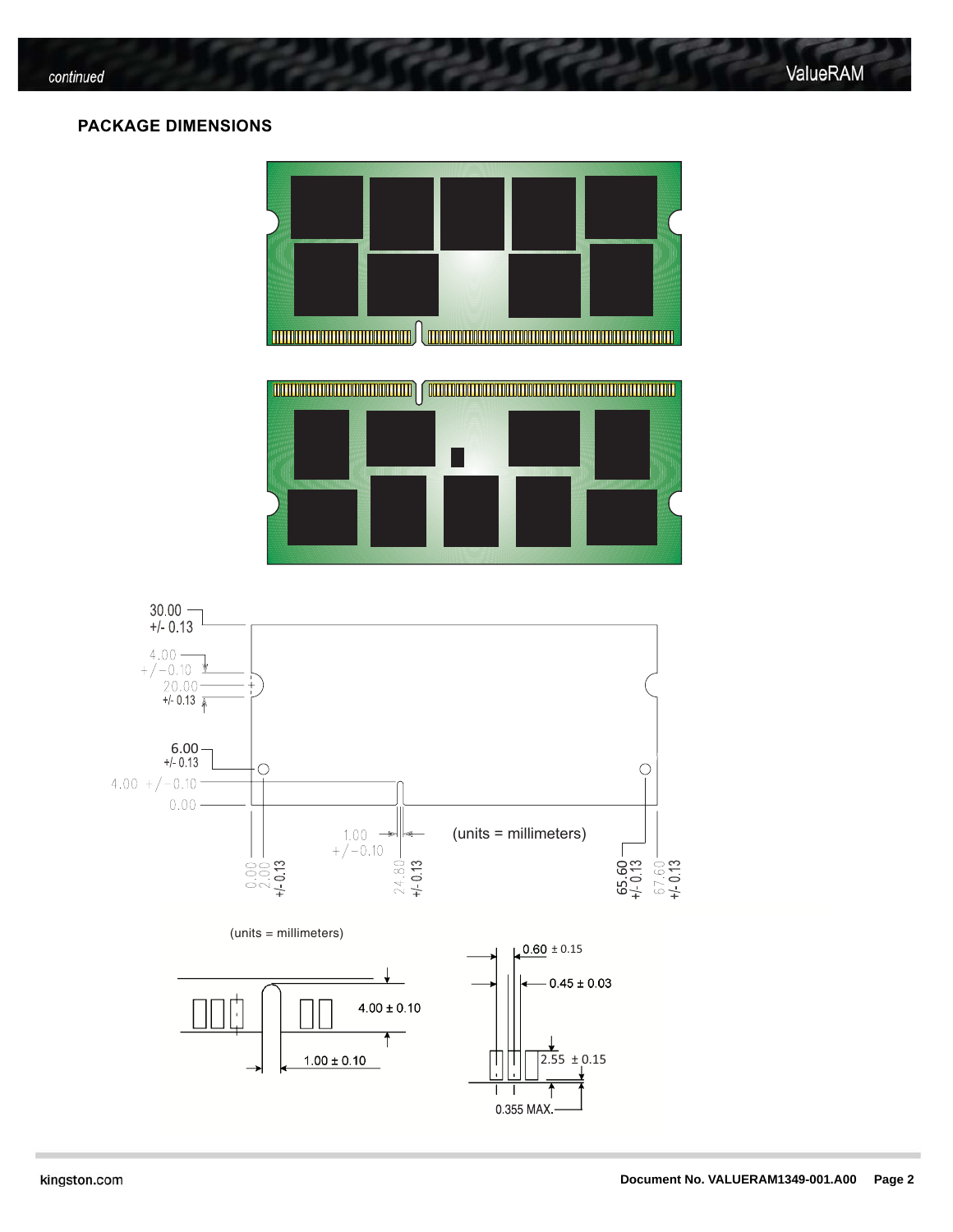## PACKAGE DIMENSIONS

30.00
+/- 0.13

4.00
+/-0.10

20.00
+/- 0.13

6.00
+/- 0.13

4.00 +/-0.10

0.00

1.00
+/-0.10

(units = millimeters)

0.00

2.00
+/-0.13

24.80
+/-0.13

65.60
+/-0.13

67.60
+/-0.13

(units = millimeters)

4.00 ± 0.10

1.00 ± 0.10

0.60 ± 0.15

0.45 ± 0.03

2.55 ± 0.15

0.355 MAX.